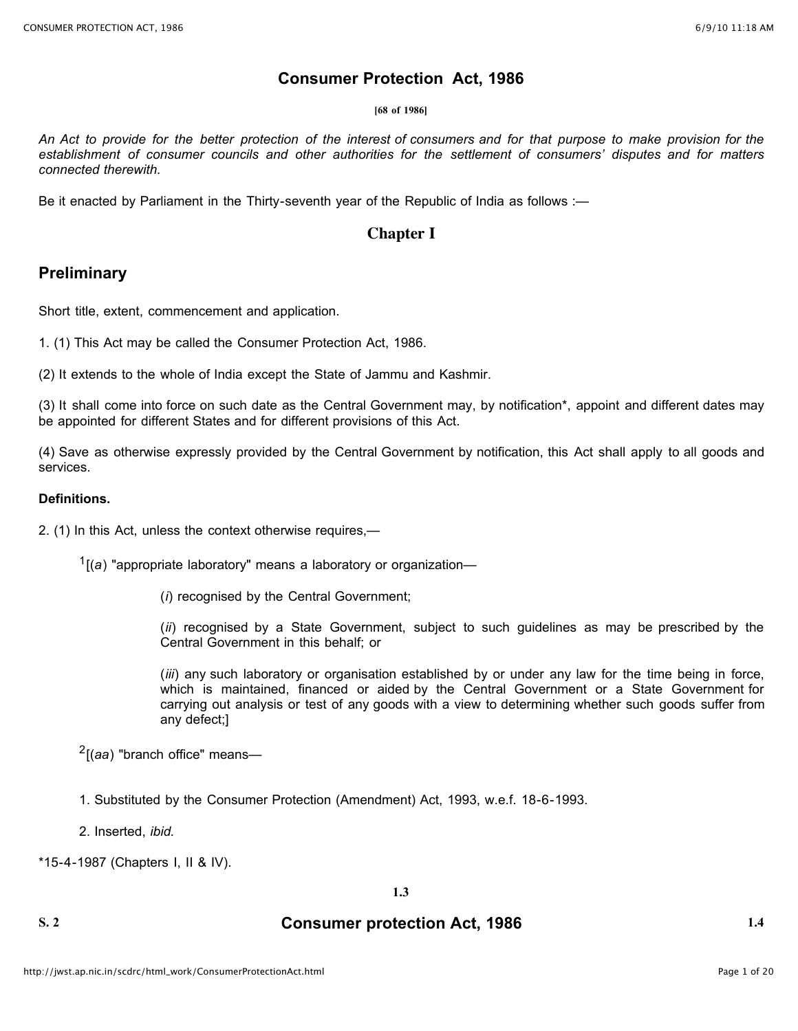# Consumer Protection Act, 1986

**[68 of 1986]**

*An Act to provide for the better protection of the interest of consumers and for that purpose to make provision for the establishment of consumer councils and other authorities for the settlement of consumers' disputes and for matters connected therewith.*

Be it enacted by Parliament in the Thirty-seventh year of the Republic of India as follows :—

## Chapter I

## Preliminary

Short title, extent, commencement and application.

1. (1) This Act may be called the Consumer Protection Act, 1986.

(2) It extends to the whole of India except the State of Jammu and Kashmir.

(3) It shall come into force on such date as the Central Government may, by notification*, appoint and different dates may be appointed for different States and for different provisions of this Act.

(4) Save as otherwise expressly provided by the Central Government by notification, this Act shall apply to all goods and services.

**Definitions.**

2. (1) In this Act, unless the context otherwise requires,—

[1][(*a*) "appropriate laboratory" means a laboratory or organization—

(*i*) recognised by the Central Government;

(*ii*) recognised by a State Government, subject to such guidelines as may be prescribed by the Central Government in this behalf; or

(*iii*) any such laboratory or organisation established by or under any law for the time being in force, which is maintained, financed or aided by the Central Government or a State Government for carrying out analysis or test of any goods with a view to determining whether such goods suffer from any defect;]

[2][(*aa*) "branch office" means—

1. Substituted by the Consumer Protection (Amendment) Act, 1993, w.e.f. 18-6-1993.

2. Inserted, *ibid.*

*15-4-1987 (Chapters I, II & IV).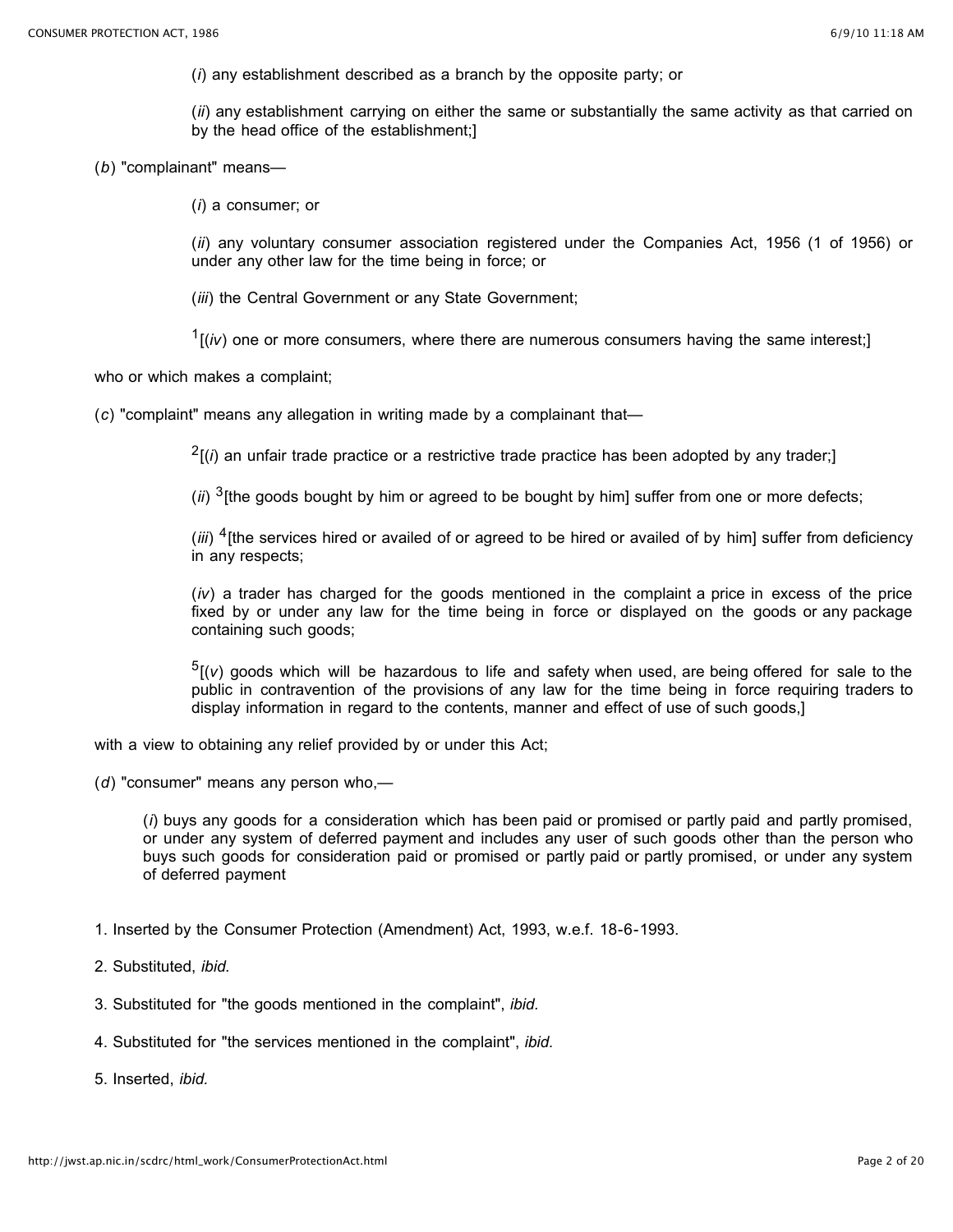(*i*) any establishment described as a branch by the opposite party; or

(*ii*) any establishment carrying on either the same or substantially the same activity as that carried on by the head office of the establishment;]

(*b*) "complainant" means—

(*i*) a consumer; or

(*ii*) any voluntary consumer association registered under the Companies Act, 1956 (1 of 1956) or under any other law for the time being in force; or

(*iii*) the Central Government or any State Government;

[1][(*iv*) one or more consumers, where there are numerous consumers having the same interest;]

who or which makes a complaint;

(*c*) "complaint" means any allegation in writing made by a complainant that—

[2][(*i*) an unfair trade practice or a restrictive trade practice has been adopted by any trader;]

(*ii*) [3][the goods bought by him or agreed to be bought by him] suffer from one or more defects;

(*iii*) [4][the services hired or availed of or agreed to be hired or availed of by him] suffer from deficiency in any respects;

(*iv*) a trader has charged for the goods mentioned in the complaint a price in excess of the price fixed by or under any law for the time being in force or displayed on the goods or any package containing such goods;

[5][(*v*) goods which will be hazardous to life and safety when used, are being offered for sale to the public in contravention of the provisions of any law for the time being in force requiring traders to display information in regard to the contents, manner and effect of use of such goods,]

with a view to obtaining any relief provided by or under this Act;

(*d*) "consumer" means any person who,—

(*i*) buys any goods for a consideration which has been paid or promised or partly paid and partly promised, or under any system of deferred payment and includes any user of such goods other than the person who buys such goods for consideration paid or promised or partly paid or partly promised, or under any system of deferred payment

1. Inserted by the Consumer Protection (Amendment) Act, 1993, w.e.f. 18-6-1993.

2. Substituted, *ibid.*

3. Substituted for "the goods mentioned in the complaint", *ibid.*

4. Substituted for "the services mentioned in the complaint", *ibid.*

5. Inserted, *ibid.*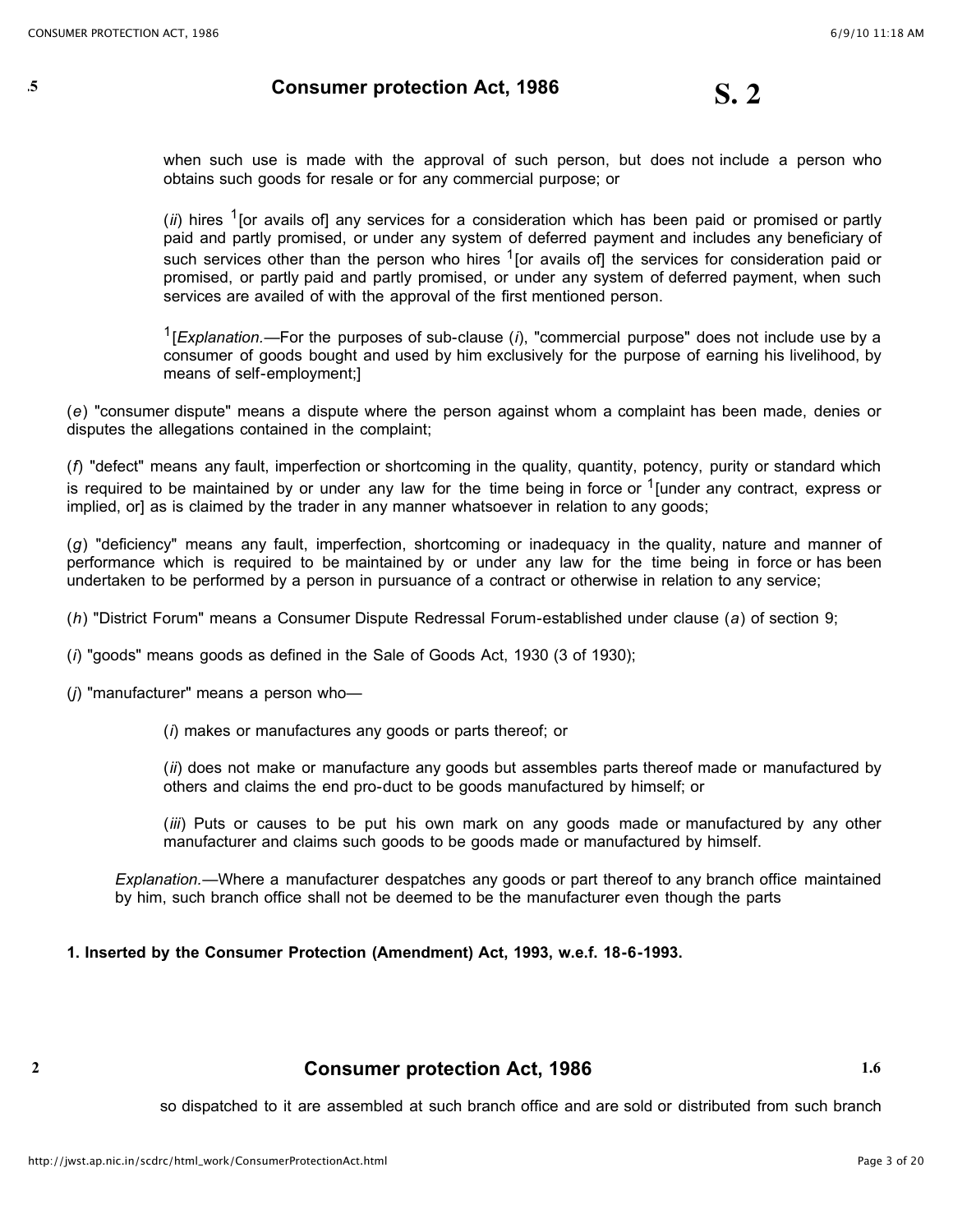when such use is made with the approval of such person, but does not include a person who obtains such goods for resale or for any commercial purpose; or

(*ii*) hires [1][or avails of] any services for a consideration which has been paid or promised or partly paid and partly promised, or under any system of deferred payment and includes any beneficiary of such services other than the person who hires [1][or avails of] the services for consideration paid or promised, or partly paid and partly promised, or under any system of deferred payment, when such services are availed of with the approval of the first mentioned person.

[1][*Explanation.*—For the purposes of sub-clause (*i*), "commercial purpose" does not include use by a consumer of goods bought and used by him exclusively for the purpose of earning his livelihood, by means of self-employment;]

(*e*) "consumer dispute" means a dispute where the person against whom a complaint has been made, denies or disputes the allegations contained in the complaint;

(*f*) "defect" means any fault, imperfection or shortcoming in the quality, quantity, potency, purity or standard which is required to be maintained by or under any law for the time being in force or [1][under any contract, express or implied, or] as is claimed by the trader in any manner whatsoever in relation to any goods;

(*g*) "deficiency" means any fault, imperfection, shortcoming or inadequacy in the quality, nature and manner of performance which is required to be maintained by or under any law for the time being in force or has been undertaken to be performed by a person in pursuance of a contract or otherwise in relation to any service;

(*h*) "District Forum" means a Consumer Dispute Redressal Forum-established under clause (*a*) of section 9;

(*i*) "goods" means goods as defined in the Sale of Goods Act, 1930 (3 of 1930);

(*j*) "manufacturer" means a person who—

(*i*) makes or manufactures any goods or parts thereof; or

(*ii*) does not make or manufacture any goods but assembles parts thereof made or manufactured by others and claims the end pro-duct to be goods manufactured by himself; or

(*iii*) Puts or causes to be put his own mark on any goods made or manufactured by any other manufacturer and claims such goods to be goods made or manufactured by himself.

*Explanation.*—Where a manufacturer despatches any goods or part thereof to any branch office maintained by him, such branch office shall not be deemed to be the manufacturer even though the parts

**1. Inserted by the Consumer Protection (Amendment) Act, 1993, w.e.f. 18-6-1993.**

so dispatched to it are assembled at such branch office and are sold or distributed from such branch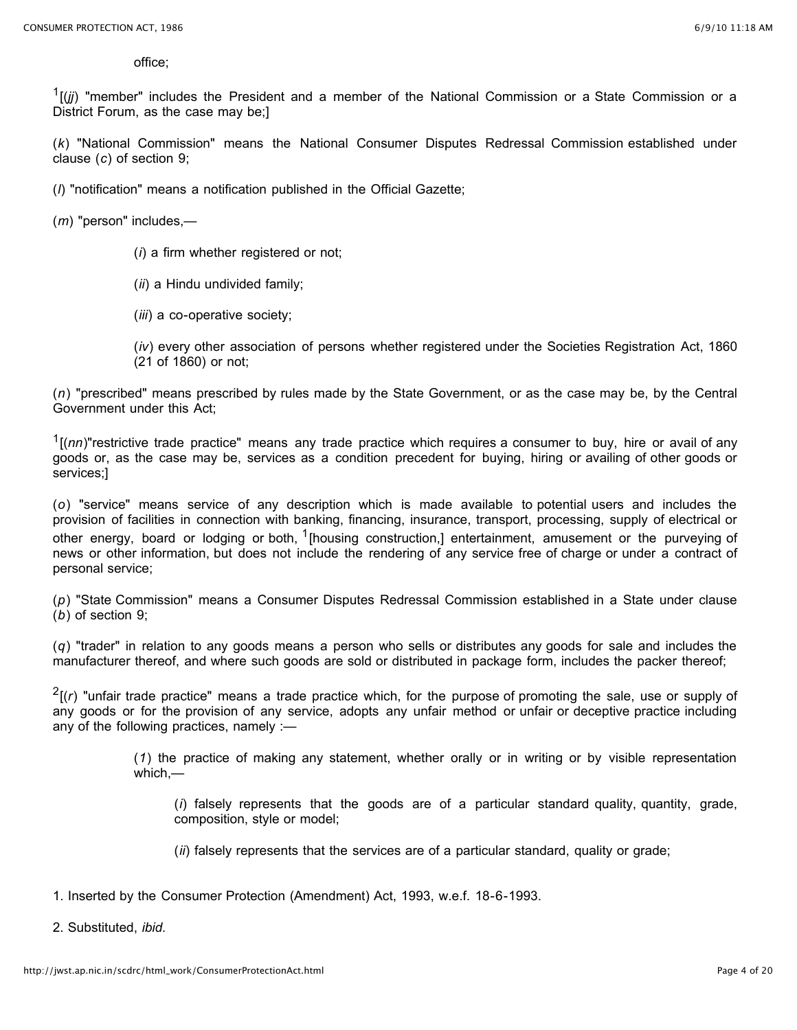office;

[1][(*jj*) "member" includes the President and a member of the National Commission or a State Commission or a District Forum, as the case may be;]

(*k*) "National Commission" means the National Consumer Disputes Redressal Commission established under clause (*c*) of section 9;

(*l*) "notification" means a notification published in the Official Gazette;

(*m*) "person" includes,—

> (*i*) a firm whether registered or not;
>
> (*ii*) a Hindu undivided family;
>
> (*iii*) a co-operative society;
>
> (*iv*) every other association of persons whether registered under the Societies Registration Act, 1860 (21 of 1860) or not;

(*n*) "prescribed" means prescribed by rules made by the State Government, or as the case may be, by the Central Government under this Act;

[1][(*nn*)"restrictive trade practice" means any trade practice which requires a consumer to buy, hire or avail of any goods or, as the case may be, services as a condition precedent for buying, hiring or availing of other goods or services;]

(*o*) "service" means service of any description which is made available to potential users and includes the provision of facilities in connection with banking, financing, insurance, transport, processing, supply of electrical or other energy, board or lodging or both, [1][housing construction,] entertainment, amusement or the purveying of news or other information, but does not include the rendering of any service free of charge or under a contract of personal service;

(*p*) "State Commission" means a Consumer Disputes Redressal Commission established in a State under clause (*b*) of section 9;

(*q*) "trader" in relation to any goods means a person who sells or distributes any goods for sale and includes the manufacturer thereof, and where such goods are sold or distributed in package form, includes the packer thereof;

[2][(*r*) "unfair trade practice" means a trade practice which, for the purpose of promoting the sale, use or supply of any goods or for the provision of any service, adopts any unfair method or unfair or deceptive practice including any of the following practices, namely :—

> (*1*) the practice of making any statement, whether orally or in writing or by visible representation which,—
>
> > (*i*) falsely represents that the goods are of a particular standard quality, quantity, grade, composition, style or model;
> >
> > (*ii*) falsely represents that the services are of a particular standard, quality or grade;

1. Inserted by the Consumer Protection (Amendment) Act, 1993, w.e.f. 18-6-1993.

2. Substituted, *ibid.*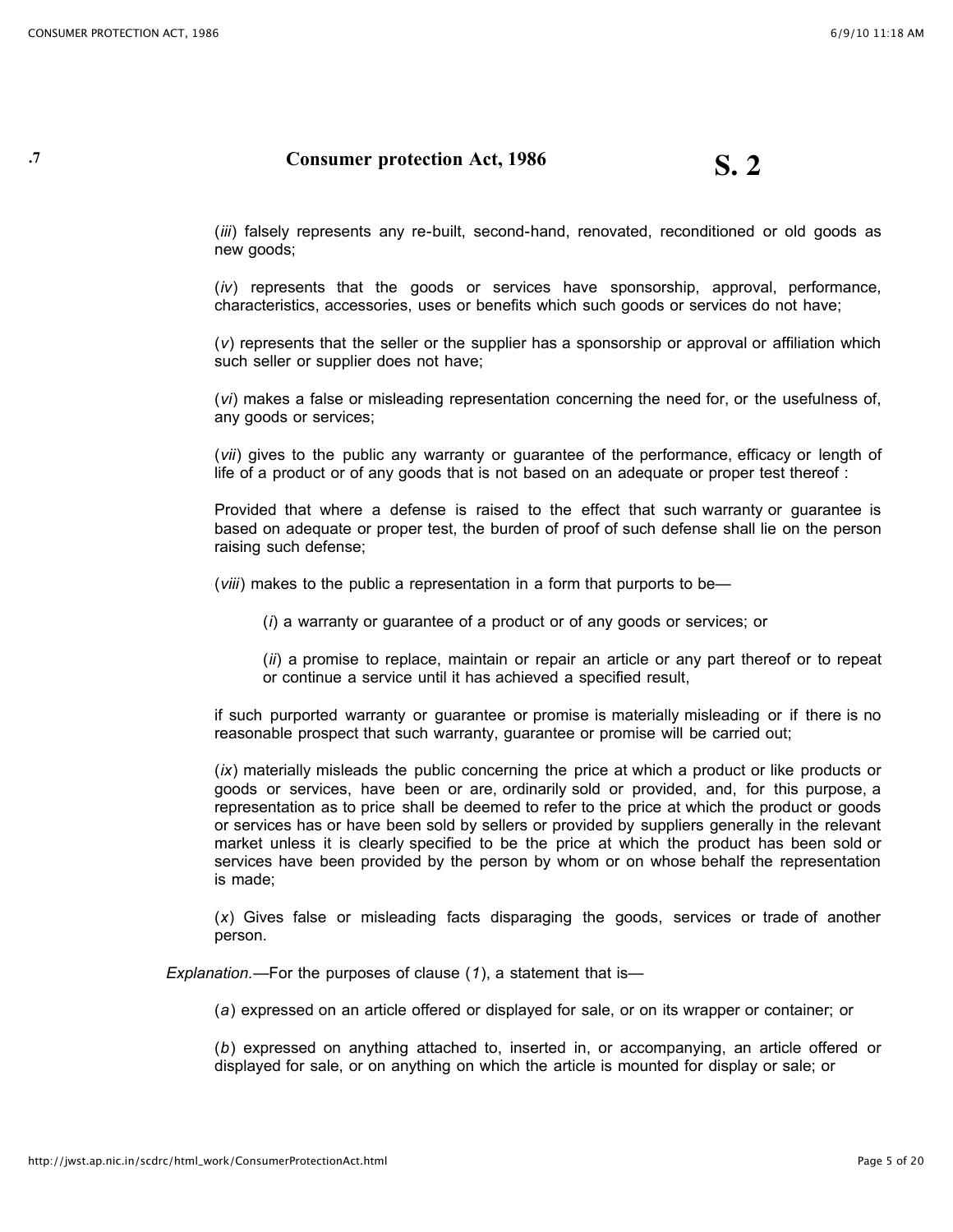(*iii*) falsely represents any re-built, second-hand, renovated, reconditioned or old goods as new goods;

(*iv*) represents that the goods or services have sponsorship, approval, performance, characteristics, accessories, uses or benefits which such goods or services do not have;

(*v*) represents that the seller or the supplier has a sponsorship or approval or affiliation which such seller or supplier does not have;

(*vi*) makes a false or misleading representation concerning the need for, or the usefulness of, any goods or services;

(*vii*) gives to the public any warranty or guarantee of the performance, efficacy or length of life of a product or of any goods that is not based on an adequate or proper test thereof :

Provided that where a defense is raised to the effect that such warranty or guarantee is based on adequate or proper test, the burden of proof of such defense shall lie on the person raising such defense;

(*viii*) makes to the public a representation in a form that purports to be—

> (*i*) a warranty or guarantee of a product or of any goods or services; or
>
> (*ii*) a promise to replace, maintain or repair an article or any part thereof or to repeat or continue a service until it has achieved a specified result,

if such purported warranty or guarantee or promise is materially misleading or if there is no reasonable prospect that such warranty, guarantee or promise will be carried out;

(*ix*) materially misleads the public concerning the price at which a product or like products or goods or services, have been or are, ordinarily sold or provided, and, for this purpose, a representation as to price shall be deemed to refer to the price at which the product or goods or services has or have been sold by sellers or provided by suppliers generally in the relevant market unless it is clearly specified to be the price at which the product has been sold or services have been provided by the person by whom or on whose behalf the representation is made;

(*x*) Gives false or misleading facts disparaging the goods, services or trade of another person.

*Explanation.*—For the purposes of clause (*1*), a statement that is—

(*a*) expressed on an article offered or displayed for sale, or on its wrapper or container; or

(*b*) expressed on anything attached to, inserted in, or accompanying, an article offered or displayed for sale, or on anything on which the article is mounted for display or sale; or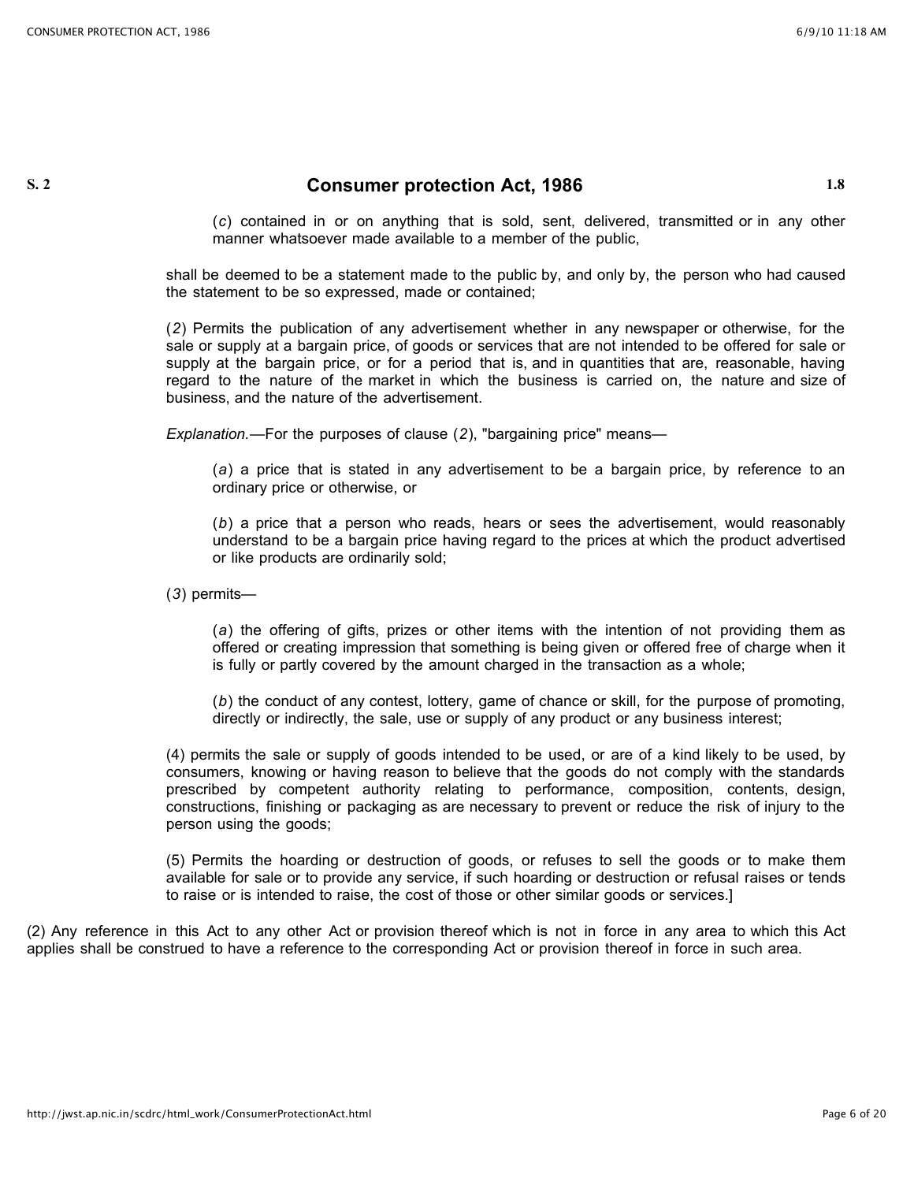(*c*) contained in or on anything that is sold, sent, delivered, transmitted or in any other manner whatsoever made available to a member of the public,

shall be deemed to be a statement made to the public by, and only by, the person who had caused the statement to be so expressed, made or contained;

(*2*) Permits the publication of any advertisement whether in any newspaper or otherwise, for the sale or supply at a bargain price, of goods or services that are not intended to be offered for sale or supply at the bargain price, or for a period that is, and in quantities that are, reasonable, having regard to the nature of the market in which the business is carried on, the nature and size of business, and the nature of the advertisement.

*Explanation.*—For the purposes of clause (*2*), "bargaining price" means—

(*a*) a price that is stated in any advertisement to be a bargain price, by reference to an ordinary price or otherwise, or

(*b*) a price that a person who reads, hears or sees the advertisement, would reasonably understand to be a bargain price having regard to the prices at which the product advertised or like products are ordinarily sold;

(*3*) permits—

(*a*) the offering of gifts, prizes or other items with the intention of not providing them as offered or creating impression that something is being given or offered free of charge when it is fully or partly covered by the amount charged in the transaction as a whole;

(*b*) the conduct of any contest, lottery, game of chance or skill, for the purpose of promoting, directly or indirectly, the sale, use or supply of any product or any business interest;

(4) permits the sale or supply of goods intended to be used, or are of a kind likely to be used, by consumers, knowing or having reason to believe that the goods do not comply with the standards prescribed by competent authority relating to performance, composition, contents, design, constructions, finishing or packaging as are necessary to prevent or reduce the risk of injury to the person using the goods;

(5) Permits the hoarding or destruction of goods, or refuses to sell the goods or to make them available for sale or to provide any service, if such hoarding or destruction or refusal raises or tends to raise or is intended to raise, the cost of those or other similar goods or services.]

(2) Any reference in this Act to any other Act or provision thereof which is not in force in any area to which this Act applies shall be construed to have a reference to the corresponding Act or provision thereof in force in such area.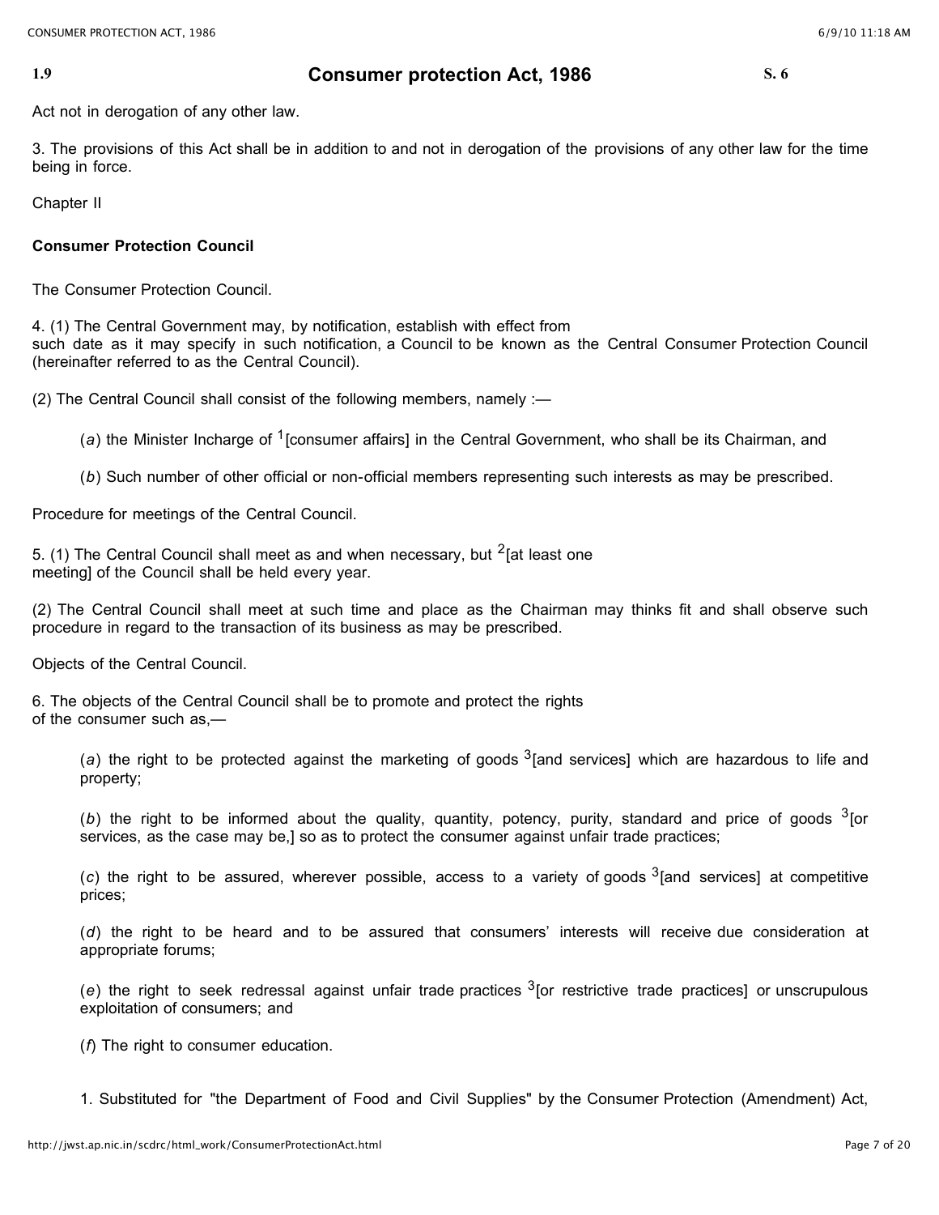Act not in derogation of any other law.

3. The provisions of this Act shall be in addition to and not in derogation of the provisions of any other law for the time being in force.

Chapter II

**Consumer Protection Council**

The Consumer Protection Council.

4. (1) The Central Government may, by notification, establish with effect from such date as it may specify in such notification, a Council to be known as the Central Consumer Protection Council (hereinafter referred to as the Central Council).

(2) The Central Council shall consist of the following members, namely :—

(*a*) the Minister Incharge of [1][consumer affairs] in the Central Government, who shall be its Chairman, and

(*b*) Such number of other official or non-official members representing such interests as may be prescribed.

Procedure for meetings of the Central Council.

5. (1) The Central Council shall meet as and when necessary, but [2][at least one meeting] of the Council shall be held every year.

(2) The Central Council shall meet at such time and place as the Chairman may thinks fit and shall observe such procedure in regard to the transaction of its business as may be prescribed.

Objects of the Central Council.

6. The objects of the Central Council shall be to promote and protect the rights of the consumer such as,—

(*a*) the right to be protected against the marketing of goods [3][and services] which are hazardous to life and property;

(*b*) the right to be informed about the quality, quantity, potency, purity, standard and price of goods [3][or services, as the case may be,] so as to protect the consumer against unfair trade practices;

(*c*) the right to be assured, wherever possible, access to a variety of goods [3][and services] at competitive prices;

(*d*) the right to be heard and to be assured that consumers' interests will receive due consideration at appropriate forums;

(*e*) the right to seek redressal against unfair trade practices [3][or restrictive trade practices] or unscrupulous exploitation of consumers; and

(*f*) The right to consumer education.

1. Substituted for "the Department of Food and Civil Supplies" by the Consumer Protection (Amendment) Act,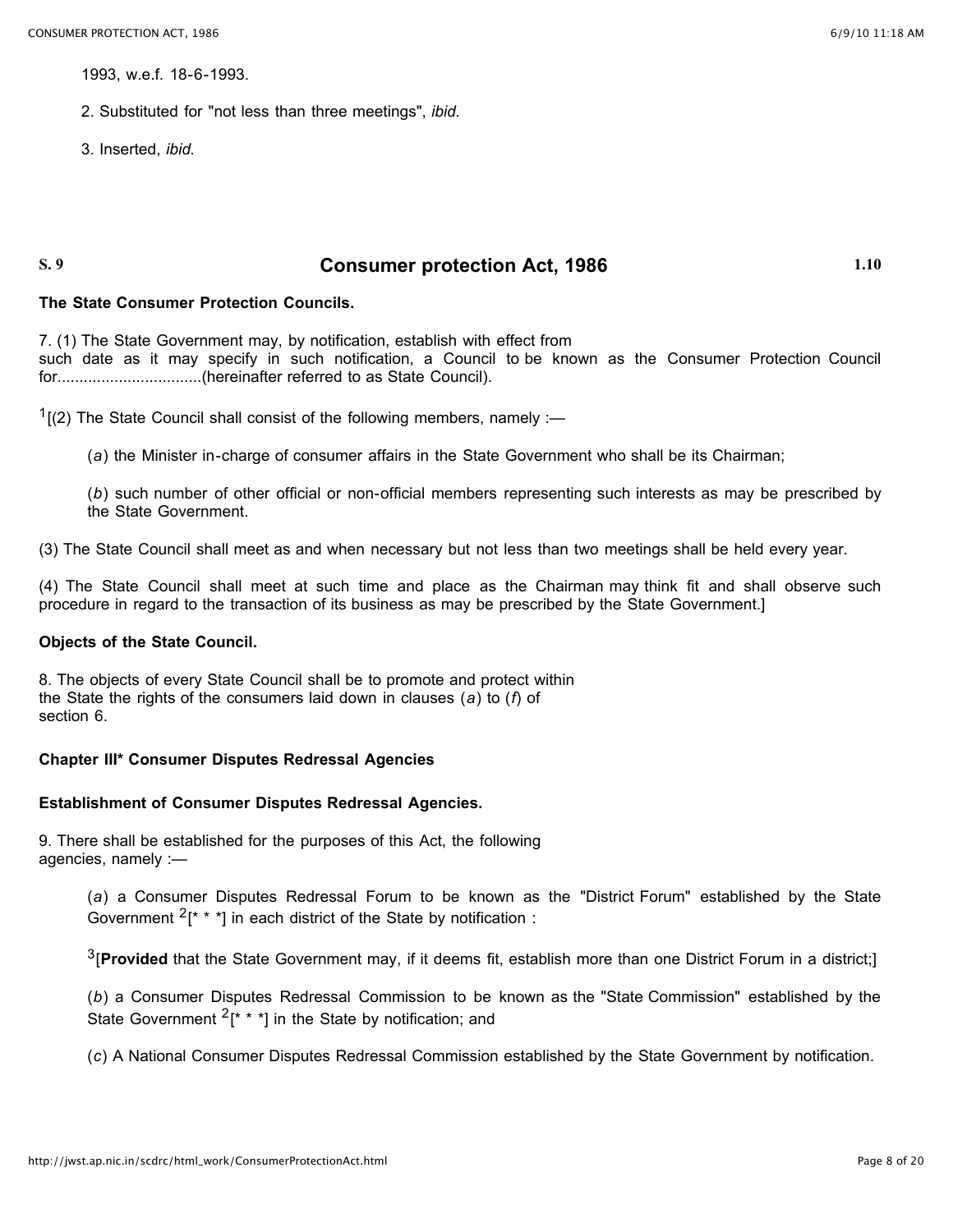1993, w.e.f. 18-6-1993.

2. Substituted for "not less than three meetings", *ibid.*

3. Inserted, *ibid.*

**S. 9** **Consumer protection Act, 1986** **1.10**

**The State Consumer Protection Councils.**

7. (1) The State Government may, by notification, establish with effect from such date as it may specify in such notification, a Council to be known as the Consumer Protection Council for................................(hereinafter referred to as State Council).

[1][(2) The State Council shall consist of the following members, namely :—

(*a*) the Minister in-charge of consumer affairs in the State Government who shall be its Chairman;

(*b*) such number of other official or non-official members representing such interests as may be prescribed by the State Government.

(3) The State Council shall meet as and when necessary but not less than two meetings shall be held every year.

(4) The State Council shall meet at such time and place as the Chairman may think fit and shall observe such procedure in regard to the transaction of its business as may be prescribed by the State Government.]

**Objects of the State Council.**

8. The objects of every State Council shall be to promote and protect within the State the rights of the consumers laid down in clauses (*a*) to (*f*) of section 6.

**Chapter III* Consumer Disputes Redressal Agencies**

**Establishment of Consumer Disputes Redressal Agencies.**

9. There shall be established for the purposes of this Act, the following agencies, namely :—

(*a*) a Consumer Disputes Redressal Forum to be known as the "District Forum" established by the State Government [2][* * *] in each district of the State by notification :

[3][**Provided** that the State Government may, if it deems fit, establish more than one District Forum in a district;]

(*b*) a Consumer Disputes Redressal Commission to be known as the "State Commission" established by the State Government [2][* * *] in the State by notification; and

(*c*) A National Consumer Disputes Redressal Commission established by the State Government by notification.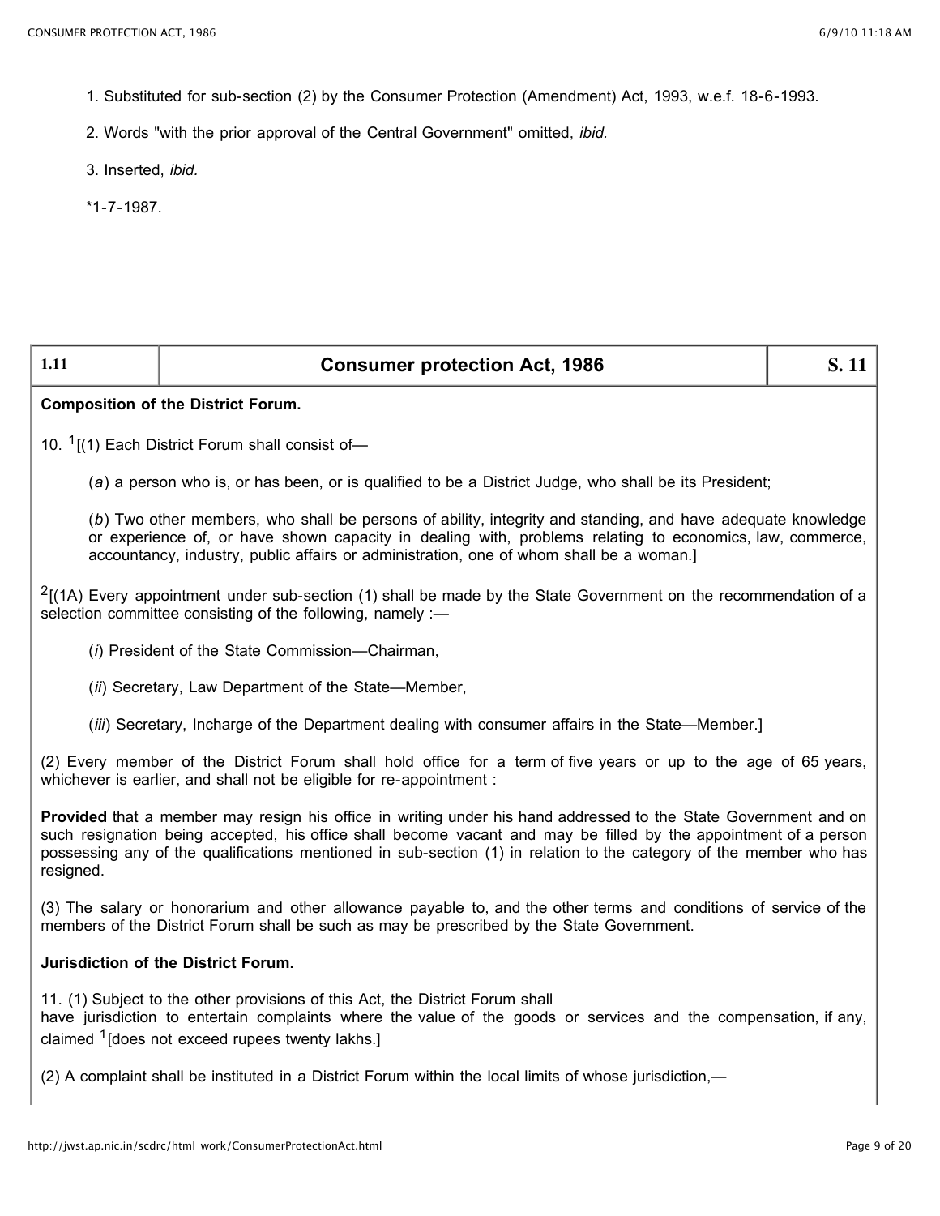1. Substituted for sub-section (2) by the Consumer Protection (Amendment) Act, 1993, w.e.f. 18-6-1993.

2. Words "with the prior approval of the Central Government" omitted, *ibid.*

3. Inserted, *ibid.*

*1-7-1987.

| 1.11 | Consumer protection Act, 1986 | S. 11 |
|---|---|---|

**Composition of the District Forum.**

10. [1][(1) Each District Forum shall consist of—

(*a*) a person who is, or has been, or is qualified to be a District Judge, who shall be its President;

(*b*) Two other members, who shall be persons of ability, integrity and standing, and have adequate knowledge or experience of, or have shown capacity in dealing with, problems relating to economics, law, commerce, accountancy, industry, public affairs or administration, one of whom shall be a woman.]

[2][(1A) Every appointment under sub-section (1) shall be made by the State Government on the recommendation of a selection committee consisting of the following, namely :—

(*i*) President of the State Commission—Chairman,

(*ii*) Secretary, Law Department of the State—Member,

(*iii*) Secretary, Incharge of the Department dealing with consumer affairs in the State—Member.]

(2) Every member of the District Forum shall hold office for a term of five years or up to the age of 65 years, whichever is earlier, and shall not be eligible for re-appointment :

**Provided** that a member may resign his office in writing under his hand addressed to the State Government and on such resignation being accepted, his office shall become vacant and may be filled by the appointment of a person possessing any of the qualifications mentioned in sub-section (1) in relation to the category of the member who has resigned.

(3) The salary or honorarium and other allowance payable to, and the other terms and conditions of service of the members of the District Forum shall be such as may be prescribed by the State Government.

**Jurisdiction of the District Forum.**

11. (1) Subject to the other provisions of this Act, the District Forum shall have jurisdiction to entertain complaints where the value of the goods or services and the compensation, if any, claimed [1][does not exceed rupees twenty lakhs.]

(2) A complaint shall be instituted in a District Forum within the local limits of whose jurisdiction,—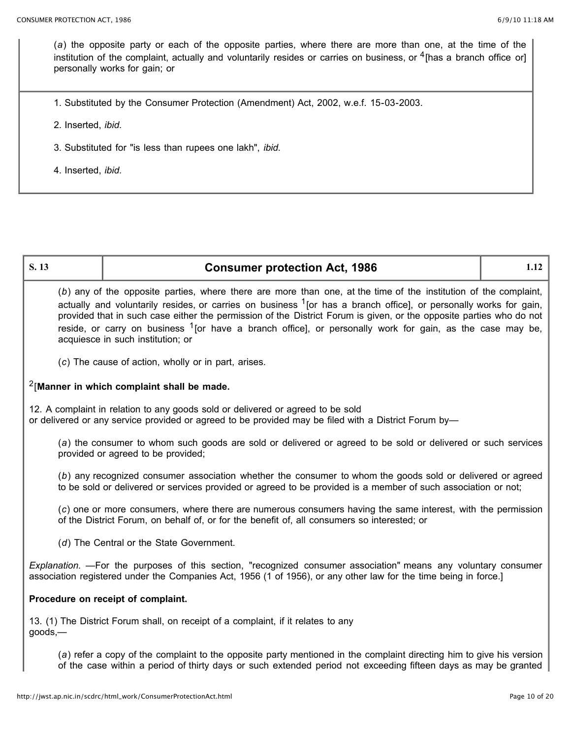(*a*) the opposite party or each of the opposite parties, where there are more than one, at the time of the institution of the complaint, actually and voluntarily resides or carries on business, or [4][has a branch office or] personally works for gain; or

1. Substituted by the Consumer Protection (Amendment) Act, 2002, w.e.f. 15-03-2003.

2. Inserted, *ibid.*

3. Substituted for "is less than rupees one lakh", *ibid.*

4. Inserted, *ibid.*

(*b*) any of the opposite parties, where there are more than one, at the time of the institution of the complaint, actually and voluntarily resides, or carries on business [1][or has a branch office], or personally works for gain, provided that in such case either the permission of the District Forum is given, or the opposite parties who do not reside, or carry on business [1][or have a branch office], or personally work for gain, as the case may be, acquiesce in such institution; or

(*c*) The cause of action, wholly or in part, arises.

[2][**Manner in which complaint shall be made.**

12. A complaint in relation to any goods sold or delivered or agreed to be sold or delivered or any service provided or agreed to be provided may be filed with a District Forum by—

(*a*) the consumer to whom such goods are sold or delivered or agreed to be sold or delivered or such services provided or agreed to be provided;

(*b*) any recognized consumer association whether the consumer to whom the goods sold or delivered or agreed to be sold or delivered or services provided or agreed to be provided is a member of such association or not;

(*c*) one or more consumers, where there are numerous consumers having the same interest, with the permission of the District Forum, on behalf of, or for the benefit of, all consumers so interested; or

(*d*) The Central or the State Government.

*Explanation.* —For the purposes of this section, "recognized consumer association" means any voluntary consumer association registered under the Companies Act, 1956 (1 of 1956), or any other law for the time being in force.]

**Procedure on receipt of complaint.**

13. (1) The District Forum shall, on receipt of a complaint, if it relates to any goods,—

(*a*) refer a copy of the complaint to the opposite party mentioned in the complaint directing him to give his version of the case within a period of thirty days or such extended period not exceeding fifteen days as may be granted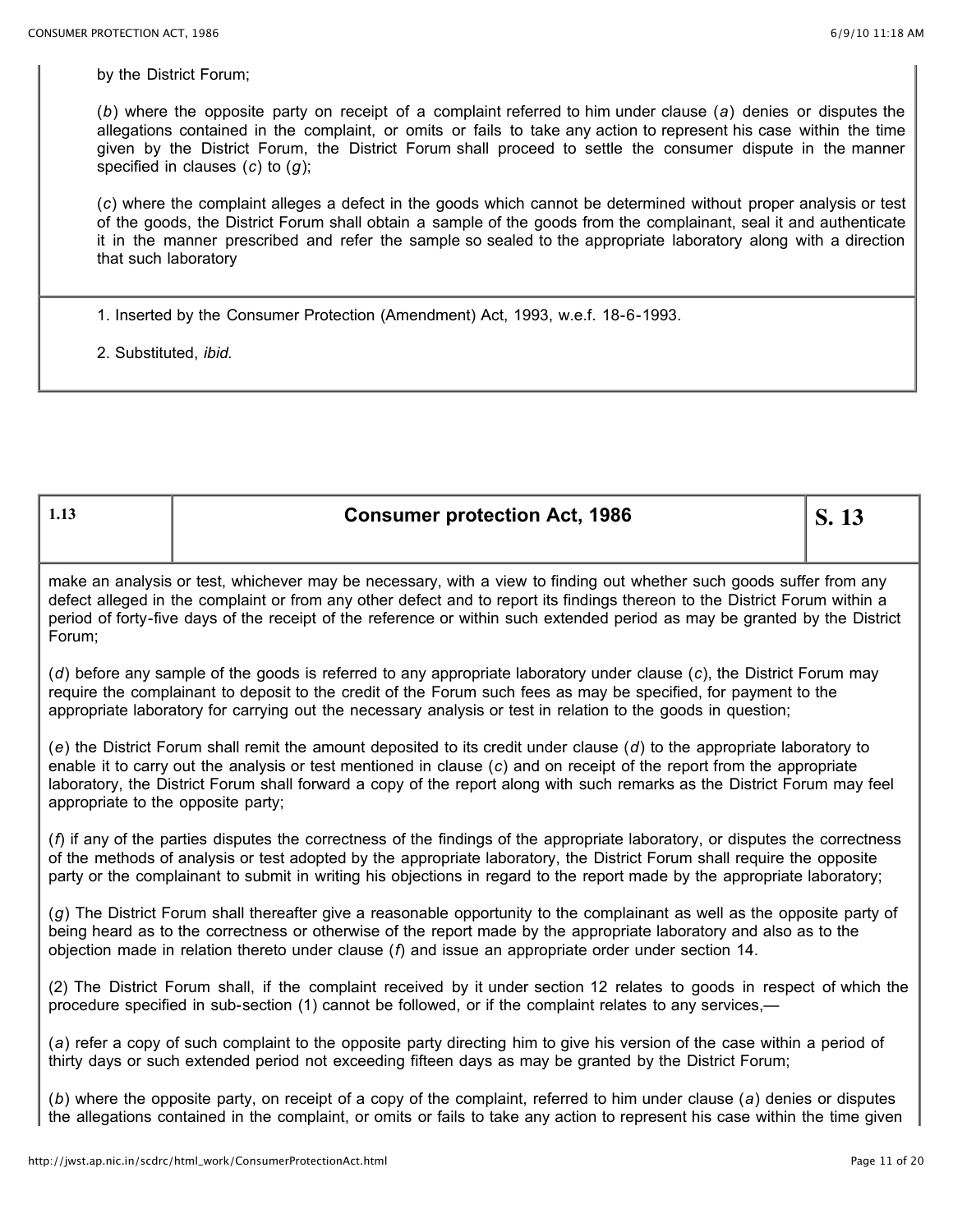by the District Forum;

(*b*) where the opposite party on receipt of a complaint referred to him under clause (*a*) denies or disputes the allegations contained in the complaint, or omits or fails to take any action to represent his case within the time given by the District Forum, the District Forum shall proceed to settle the consumer dispute in the manner specified in clauses (*c*) to (*g*);

(*c*) where the complaint alleges a defect in the goods which cannot be determined without proper analysis or test of the goods, the District Forum shall obtain a sample of the goods from the complainant, seal it and authenticate it in the manner prescribed and refer the sample so sealed to the appropriate laboratory along with a direction that such laboratory

1. Inserted by the Consumer Protection (Amendment) Act, 1993, w.e.f. 18-6-1993.

2. Substituted, *ibid.*

| 1.13 | Consumer protection Act, 1986 | S. 13 |
|---|---|---|

make an analysis or test, whichever may be necessary, with a view to finding out whether such goods suffer from any defect alleged in the complaint or from any other defect and to report its findings thereon to the District Forum within a period of forty-five days of the receipt of the reference or within such extended period as may be granted by the District Forum;

(*d*) before any sample of the goods is referred to any appropriate laboratory under clause (*c*), the District Forum may require the complainant to deposit to the credit of the Forum such fees as may be specified, for payment to the appropriate laboratory for carrying out the necessary analysis or test in relation to the goods in question;

(*e*) the District Forum shall remit the amount deposited to its credit under clause (*d*) to the appropriate laboratory to enable it to carry out the analysis or test mentioned in clause (*c*) and on receipt of the report from the appropriate laboratory, the District Forum shall forward a copy of the report along with such remarks as the District Forum may feel appropriate to the opposite party;

(*f*) if any of the parties disputes the correctness of the findings of the appropriate laboratory, or disputes the correctness of the methods of analysis or test adopted by the appropriate laboratory, the District Forum shall require the opposite party or the complainant to submit in writing his objections in regard to the report made by the appropriate laboratory;

(*g*) The District Forum shall thereafter give a reasonable opportunity to the complainant as well as the opposite party of being heard as to the correctness or otherwise of the report made by the appropriate laboratory and also as to the objection made in relation thereto under clause (*f*) and issue an appropriate order under section 14.

(2) The District Forum shall, if the complaint received by it under section 12 relates to goods in respect of which the procedure specified in sub-section (1) cannot be followed, or if the complaint relates to any services,—

(*a*) refer a copy of such complaint to the opposite party directing him to give his version of the case within a period of thirty days or such extended period not exceeding fifteen days as may be granted by the District Forum;

(*b*) where the opposite party, on receipt of a copy of the complaint, referred to him under clause (*a*) denies or disputes the allegations contained in the complaint, or omits or fails to take any action to represent his case within the time given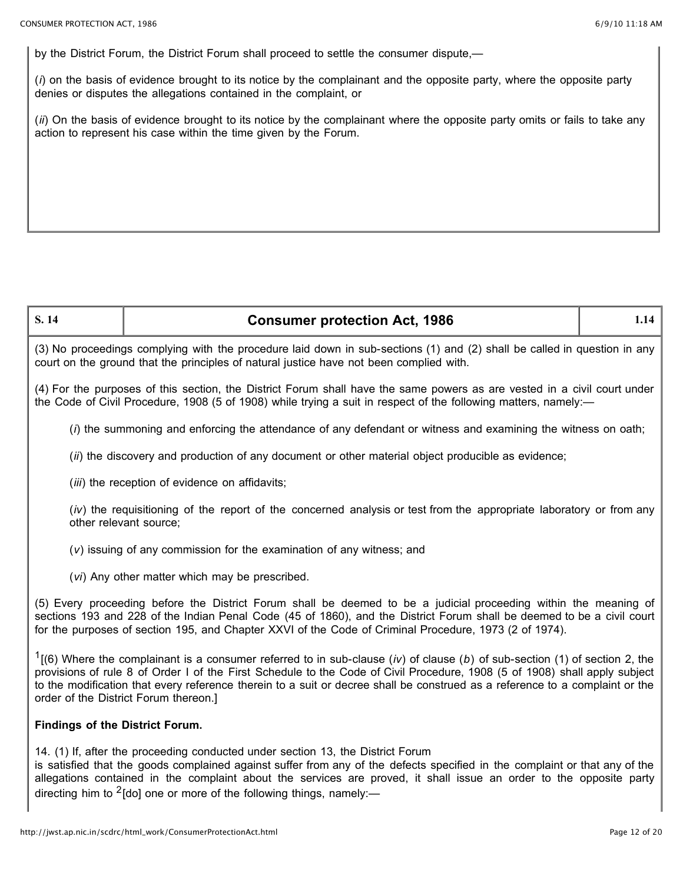by the District Forum, the District Forum shall proceed to settle the consumer dispute,—

(*i*) on the basis of evidence brought to its notice by the complainant and the opposite party, where the opposite party denies or disputes the allegations contained in the complaint, or

(*ii*) On the basis of evidence brought to its notice by the complainant where the opposite party omits or fails to take any action to represent his case within the time given by the Forum.

| S. 14 | Consumer protection Act, 1986 | 1.14 |
|---|---|---|

(3) No proceedings complying with the procedure laid down in sub-sections (1) and (2) shall be called in question in any court on the ground that the principles of natural justice have not been complied with.

(4) For the purposes of this section, the District Forum shall have the same powers as are vested in a civil court under the Code of Civil Procedure, 1908 (5 of 1908) while trying a suit in respect of the following matters, namely:—

(*i*) the summoning and enforcing the attendance of any defendant or witness and examining the witness on oath;

(*ii*) the discovery and production of any document or other material object producible as evidence;

(*iii*) the reception of evidence on affidavits;

(*iv*) the requisitioning of the report of the concerned analysis or test from the appropriate laboratory or from any other relevant source;

(*v*) issuing of any commission for the examination of any witness; and

(*vi*) Any other matter which may be prescribed.

(5) Every proceeding before the District Forum shall be deemed to be a judicial proceeding within the meaning of sections 193 and 228 of the Indian Penal Code (45 of 1860), and the District Forum shall be deemed to be a civil court for the purposes of section 195, and Chapter XXVI of the Code of Criminal Procedure, 1973 (2 of 1974).

[1][(6) Where the complainant is a consumer referred to in sub-clause (*iv*) of clause (*b*) of sub-section (1) of section 2, the provisions of rule 8 of Order I of the First Schedule to the Code of Civil Procedure, 1908 (5 of 1908) shall apply subject to the modification that every reference therein to a suit or decree shall be construed as a reference to a complaint or the order of the District Forum thereon.]

**Findings of the District Forum.**

14. (1) If, after the proceeding conducted under section 13, the District Forum is satisfied that the goods complained against suffer from any of the defects specified in the complaint or that any of the allegations contained in the complaint about the services are proved, it shall issue an order to the opposite party directing him to [2][do] one or more of the following things, namely:—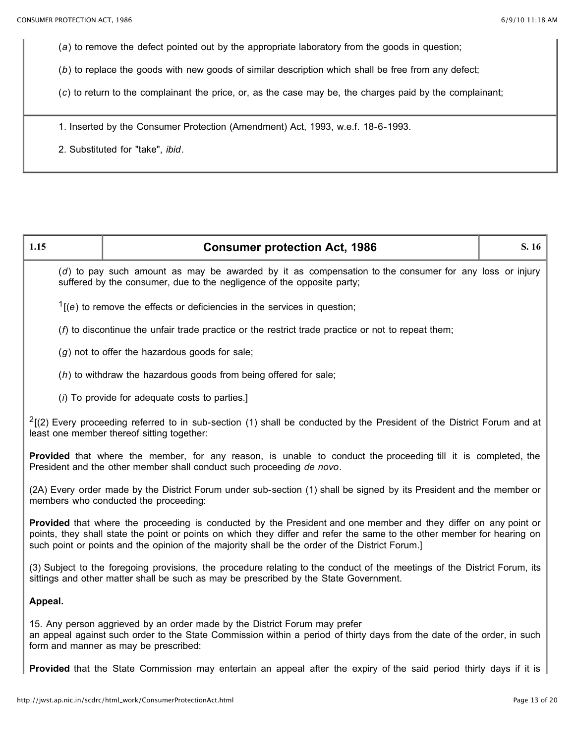(*a*) to remove the defect pointed out by the appropriate laboratory from the goods in question;

(*b*) to replace the goods with new goods of similar description which shall be free from any defect;

(*c*) to return to the complainant the price, or, as the case may be, the charges paid by the complainant;

1. Inserted by the Consumer Protection (Amendment) Act, 1993, w.e.f. 18-6-1993.

2. Substituted for "take", *ibid*.

| 1.15 | **Consumer protection Act, 1986** | S. 16 |
|---|---|---|

(*d*) to pay such amount as may be awarded by it as compensation to the consumer for any loss or injury suffered by the consumer, due to the negligence of the opposite party;

[1][(*e*) to remove the effects or deficiencies in the services in question;

(*f*) to discontinue the unfair trade practice or the restrict trade practice or not to repeat them;

(*g*) not to offer the hazardous goods for sale;

(*h*) to withdraw the hazardous goods from being offered for sale;

(*i*) To provide for adequate costs to parties.]

[2][(2) Every proceeding referred to in sub-section (1) shall be conducted by the President of the District Forum and at least one member thereof sitting together:

**Provided** that where the member, for any reason, is unable to conduct the proceeding till it is completed, the President and the other member shall conduct such proceeding *de novo*.

(2A) Every order made by the District Forum under sub-section (1) shall be signed by its President and the member or members who conducted the proceeding:

**Provided** that where the proceeding is conducted by the President and one member and they differ on any point or points, they shall state the point or points on which they differ and refer the same to the other member for hearing on such point or points and the opinion of the majority shall be the order of the District Forum.]

(3) Subject to the foregoing provisions, the procedure relating to the conduct of the meetings of the District Forum, its sittings and other matter shall be such as may be prescribed by the State Government.

**Appeal.**

15. Any person aggrieved by an order made by the District Forum may prefer an appeal against such order to the State Commission within a period of thirty days from the date of the order, in such form and manner as may be prescribed:

**Provided** that the State Commission may entertain an appeal after the expiry of the said period thirty days if it is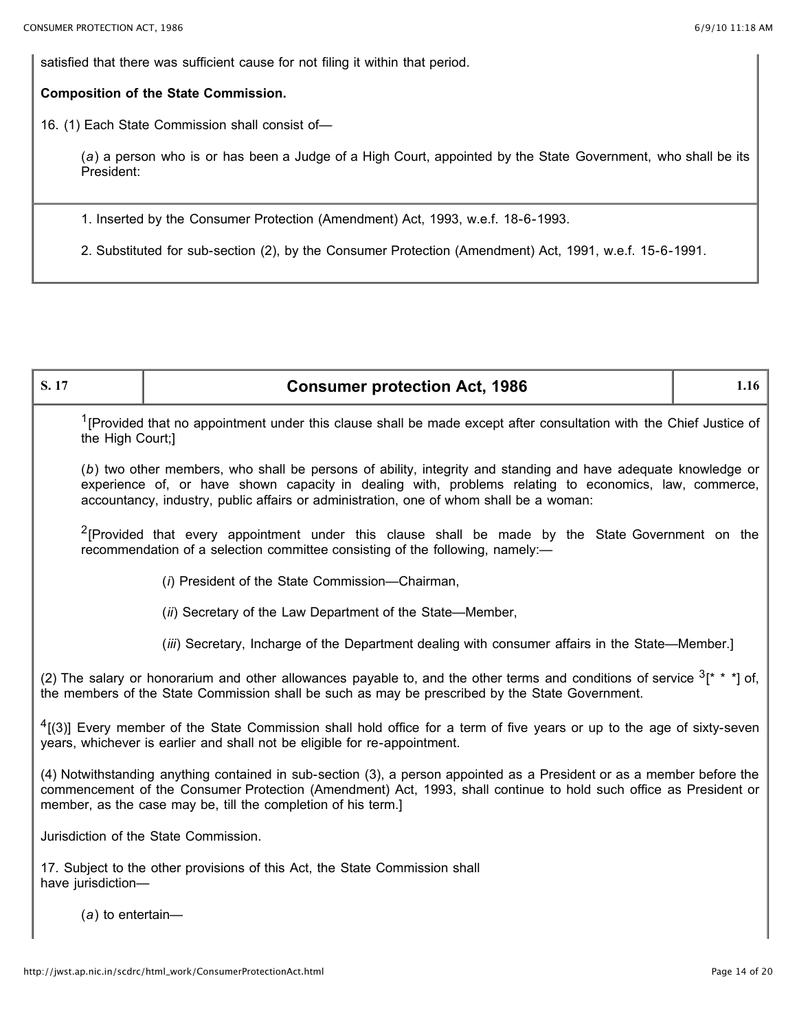satisfied that there was sufficient cause for not filing it within that period.

**Composition of the State Commission.**

16. (1) Each State Commission shall consist of—

(*a*) a person who is or has been a Judge of a High Court, appointed by the State Government, who shall be its President:

1. Inserted by the Consumer Protection (Amendment) Act, 1993, w.e.f. 18-6-1993.

2. Substituted for sub-section (2), by the Consumer Protection (Amendment) Act, 1991, w.e.f. 15-6-1991.

[1][Provided that no appointment under this clause shall be made except after consultation with the Chief Justice of the High Court;]

(*b*) two other members, who shall be persons of ability, integrity and standing and have adequate knowledge or experience of, or have shown capacity in dealing with, problems relating to economics, law, commerce, accountancy, industry, public affairs or administration, one of whom shall be a woman:

[2][Provided that every appointment under this clause shall be made by the State Government on the recommendation of a selection committee consisting of the following, namely:—

(*i*) President of the State Commission—Chairman,

(*ii*) Secretary of the Law Department of the State—Member,

(*iii*) Secretary, Incharge of the Department dealing with consumer affairs in the State—Member.]

(2) The salary or honorarium and other allowances payable to, and the other terms and conditions of service [3][* * *] of, the members of the State Commission shall be such as may be prescribed by the State Government.

[4][(3)] Every member of the State Commission shall hold office for a term of five years or up to the age of sixty-seven years, whichever is earlier and shall not be eligible for re-appointment.

(4) Notwithstanding anything contained in sub-section (3), a person appointed as a President or as a member before the commencement of the Consumer Protection (Amendment) Act, 1993, shall continue to hold such office as President or member, as the case may be, till the completion of his term.]

Jurisdiction of the State Commission.

17. Subject to the other provisions of this Act, the State Commission shall have jurisdiction—

(*a*) to entertain—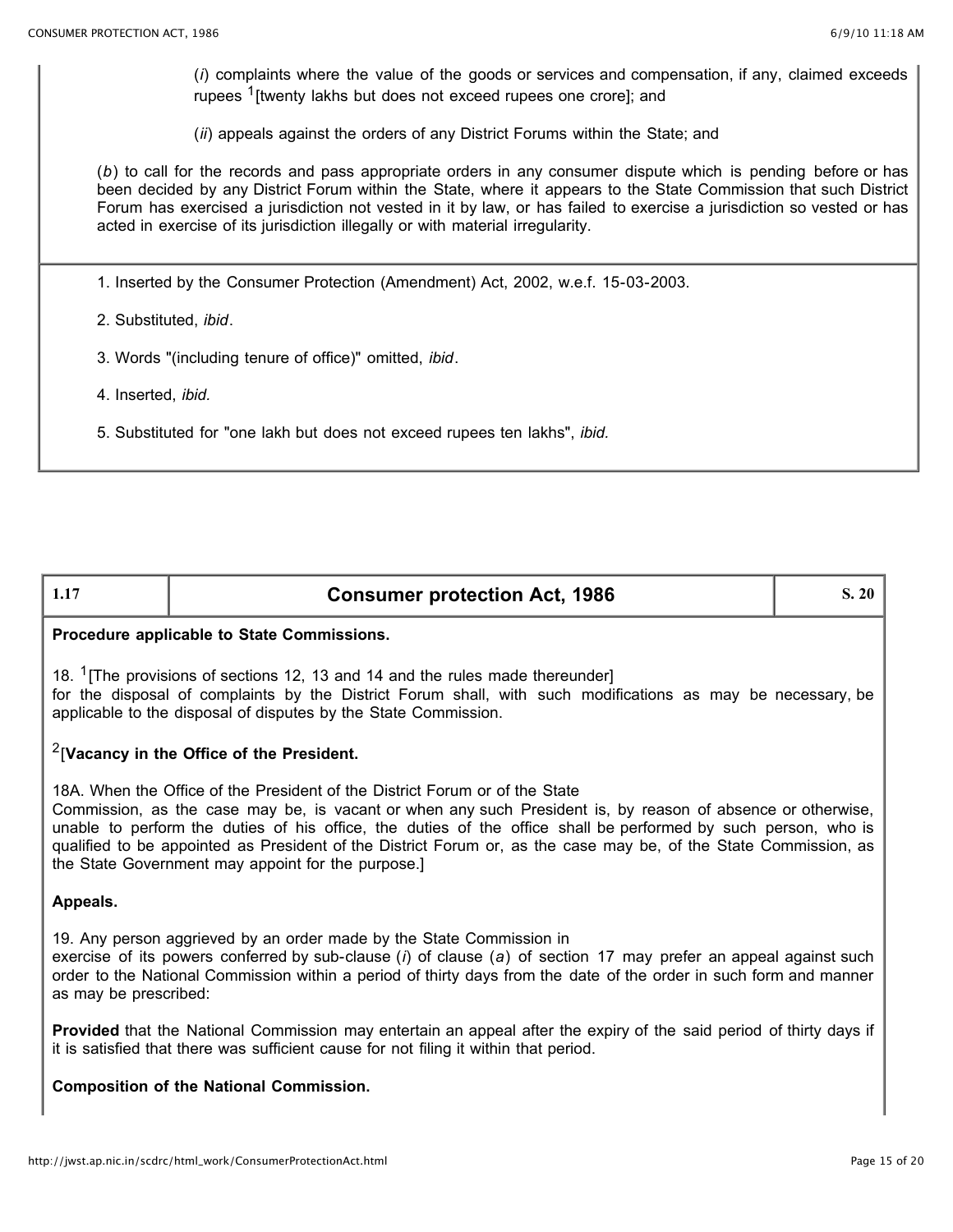(*i*) complaints where the value of the goods or services and compensation, if any, claimed exceeds rupees [1][twenty lakhs but does not exceed rupees one crore]; and

(*ii*) appeals against the orders of any District Forums within the State; and

(*b*) to call for the records and pass appropriate orders in any consumer dispute which is pending before or has been decided by any District Forum within the State, where it appears to the State Commission that such District Forum has exercised a jurisdiction not vested in it by law, or has failed to exercise a jurisdiction so vested or has acted in exercise of its jurisdiction illegally or with material irregularity.

1. Inserted by the Consumer Protection (Amendment) Act, 2002, w.e.f. 15-03-2003.

2. Substituted, *ibid*.

3. Words "(including tenure of office)" omitted, *ibid*.

4. Inserted, *ibid.*

5. Substituted for "one lakh but does not exceed rupees ten lakhs", *ibid*.

| 1.17 | Consumer protection Act, 1986 | S. 20 |
|---|---|---|

**Procedure applicable to State Commissions.**

18. [1][The provisions of sections 12, 13 and 14 and the rules made thereunder] for the disposal of complaints by the District Forum shall, with such modifications as may be necessary, be applicable to the disposal of disputes by the State Commission.

[2][**Vacancy in the Office of the President.**

18A. When the Office of the President of the District Forum or of the State Commission, as the case may be, is vacant or when any such President is, by reason of absence or otherwise, unable to perform the duties of his office, the duties of the office shall be performed by such person, who is qualified to be appointed as President of the District Forum or, as the case may be, of the State Commission, as the State Government may appoint for the purpose.]

**Appeals.**

19. Any person aggrieved by an order made by the State Commission in exercise of its powers conferred by sub-clause (*i*) of clause (*a*) of section 17 may prefer an appeal against such order to the National Commission within a period of thirty days from the date of the order in such form and manner as may be prescribed:

**Provided** that the National Commission may entertain an appeal after the expiry of the said period of thirty days if it is satisfied that there was sufficient cause for not filing it within that period.

**Composition of the National Commission.**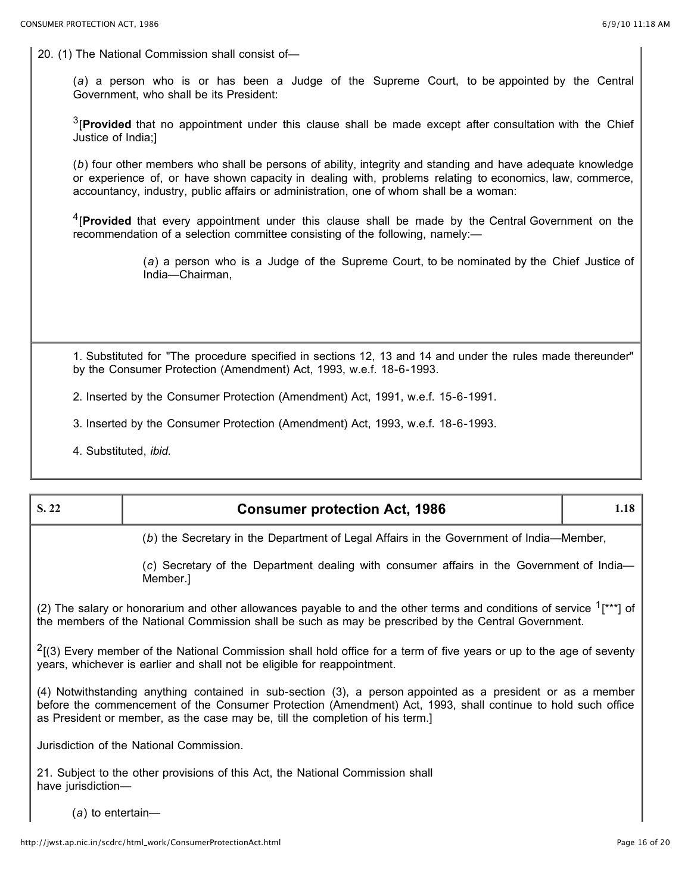20. (1) The National Commission shall consist of—

(*a*) a person who is or has been a Judge of the Supreme Court, to be appointed by the Central Government, who shall be its President:

[3][**Provided** that no appointment under this clause shall be made except after consultation with the Chief Justice of India;]

(*b*) four other members who shall be persons of ability, integrity and standing and have adequate knowledge or experience of, or have shown capacity in dealing with, problems relating to economics, law, commerce, accountancy, industry, public affairs or administration, one of whom shall be a woman:

[4][**Provided** that every appointment under this clause shall be made by the Central Government on the recommendation of a selection committee consisting of the following, namely:—

(*a*) a person who is a Judge of the Supreme Court, to be nominated by the Chief Justice of India—Chairman,

1. Substituted for "The procedure specified in sections 12, 13 and 14 and under the rules made thereunder" by the Consumer Protection (Amendment) Act, 1993, w.e.f. 18-6-1993.

2. Inserted by the Consumer Protection (Amendment) Act, 1991, w.e.f. 15-6-1991.

3. Inserted by the Consumer Protection (Amendment) Act, 1993, w.e.f. 18-6-1993.

4. Substituted, *ibid.*

| S. 22 | Consumer protection Act, 1986 | 1.18 |
|---|---|---|

(*b*) the Secretary in the Department of Legal Affairs in the Government of India—Member,

(*c*) Secretary of the Department dealing with consumer affairs in the Government of India—Member.]

(2) The salary or honorarium and other allowances payable to and the other terms and conditions of service [1][***] of the members of the National Commission shall be such as may be prescribed by the Central Government.

[2][(3) Every member of the National Commission shall hold office for a term of five years or up to the age of seventy years, whichever is earlier and shall not be eligible for reappointment.

(4) Notwithstanding anything contained in sub-section (3), a person appointed as a president or as a member before the commencement of the Consumer Protection (Amendment) Act, 1993, shall continue to hold such office as President or member, as the case may be, till the completion of his term.]

Jurisdiction of the National Commission.

21. Subject to the other provisions of this Act, the National Commission shall have jurisdiction—

(*a*) to entertain—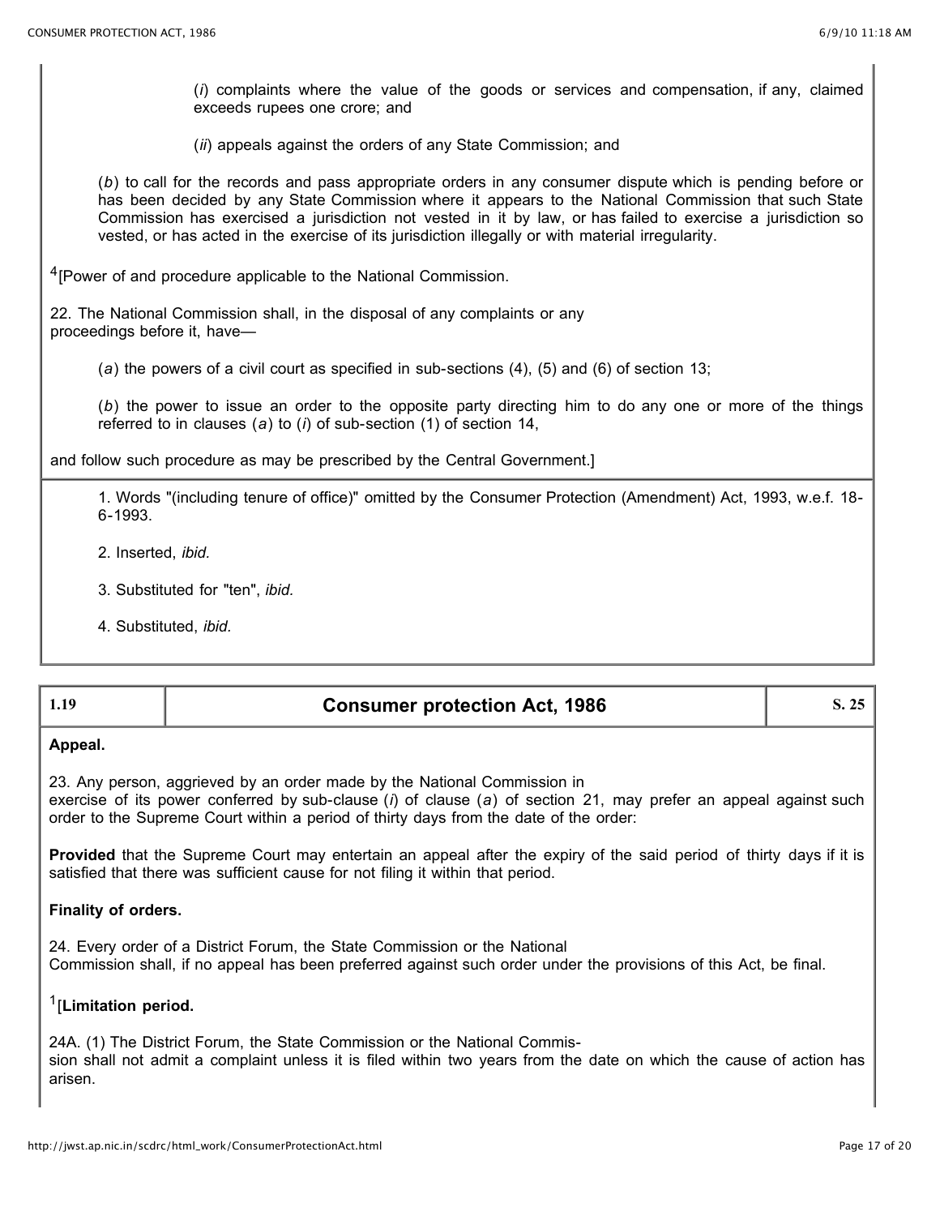(*i*) complaints where the value of the goods or services and compensation, if any, claimed exceeds rupees one crore; and

(*ii*) appeals against the orders of any State Commission; and

(*b*) to call for the records and pass appropriate orders in any consumer dispute which is pending before or has been decided by any State Commission where it appears to the National Commission that such State Commission has exercised a jurisdiction not vested in it by law, or has failed to exercise a jurisdiction so vested, or has acted in the exercise of its jurisdiction illegally or with material irregularity.

[4][Power of and procedure applicable to the National Commission.

22. The National Commission shall, in the disposal of any complaints or any proceedings before it, have—

(*a*) the powers of a civil court as specified in sub-sections (4), (5) and (6) of section 13;

(*b*) the power to issue an order to the opposite party directing him to do any one or more of the things referred to in clauses (*a*) to (*i*) of sub-section (1) of section 14,

and follow such procedure as may be prescribed by the Central Government.]

1. Words "(including tenure of office)" omitted by the Consumer Protection (Amendment) Act, 1993, w.e.f. 18-6-1993.

2. Inserted, *ibid.*

3. Substituted for "ten", *ibid.*

4. Substituted, *ibid.*

| 1.19 | Consumer protection Act, 1986 | S. 25 |
|---|---|---|

**Appeal.**

23. Any person, aggrieved by an order made by the National Commission in exercise of its power conferred by sub-clause (*i*) of clause (*a*) of section 21, may prefer an appeal against such order to the Supreme Court within a period of thirty days from the date of the order:

**Provided** that the Supreme Court may entertain an appeal after the expiry of the said period of thirty days if it is satisfied that there was sufficient cause for not filing it within that period.

**Finality of orders.**

24. Every order of a District Forum, the State Commission or the National Commission shall, if no appeal has been preferred against such order under the provisions of this Act, be final.

[1][**Limitation period.**

24A. (1) The District Forum, the State Commission or the National Commission shall not admit a complaint unless it is filed within two years from the date on which the cause of action has arisen.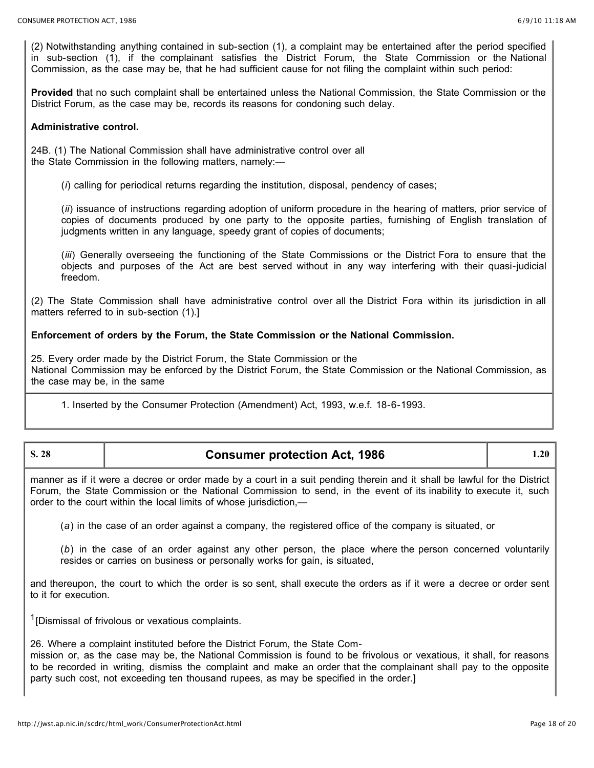(2) Notwithstanding anything contained in sub-section (1), a complaint may be entertained after the period specified in sub-section (1), if the complainant satisfies the District Forum, the State Commission or the National Commission, as the case may be, that he had sufficient cause for not filing the complaint within such period:

**Provided** that no such complaint shall be entertained unless the National Commission, the State Commission or the District Forum, as the case may be, records its reasons for condoning such delay.

**Administrative control.**

24B. (1) The National Commission shall have administrative control over all the State Commission in the following matters, namely:—

> (*i*) calling for periodical returns regarding the institution, disposal, pendency of cases;
>
> (*ii*) issuance of instructions regarding adoption of uniform procedure in the hearing of matters, prior service of copies of documents produced by one party to the opposite parties, furnishing of English translation of judgments written in any language, speedy grant of copies of documents;
>
> (*iii*) Generally overseeing the functioning of the State Commissions or the District Fora to ensure that the objects and purposes of the Act are best served without in any way interfering with their quasi-judicial freedom.

(2) The State Commission shall have administrative control over all the District Fora within its jurisdiction in all matters referred to in sub-section (1).]

**Enforcement of orders by the Forum, the State Commission or the National Commission.**

25. Every order made by the District Forum, the State Commission or the National Commission may be enforced by the District Forum, the State Commission or the National Commission, as the case may be, in the same

1. Inserted by the Consumer Protection (Amendment) Act, 1993, w.e.f. 18-6-1993.

| S. 28 | Consumer protection Act, 1986 | 1.20 |
|---|---|---|

manner as if it were a decree or order made by a court in a suit pending therein and it shall be lawful for the District Forum, the State Commission or the National Commission to send, in the event of its inability to execute it, such order to the court within the local limits of whose jurisdiction,—

> (*a*) in the case of an order against a company, the registered office of the company is situated, or
>
> (*b*) in the case of an order against any other person, the place where the person concerned voluntarily resides or carries on business or personally works for gain, is situated,

and thereupon, the court to which the order is so sent, shall execute the orders as if it were a decree or order sent to it for execution.

[1][Dismissal of frivolous or vexatious complaints.

26. Where a complaint instituted before the District Forum, the State Commission or, as the case may be, the National Commission is found to be frivolous or vexatious, it shall, for reasons to be recorded in writing, dismiss the complaint and make an order that the complainant shall pay to the opposite party such cost, not exceeding ten thousand rupees, as may be specified in the order.]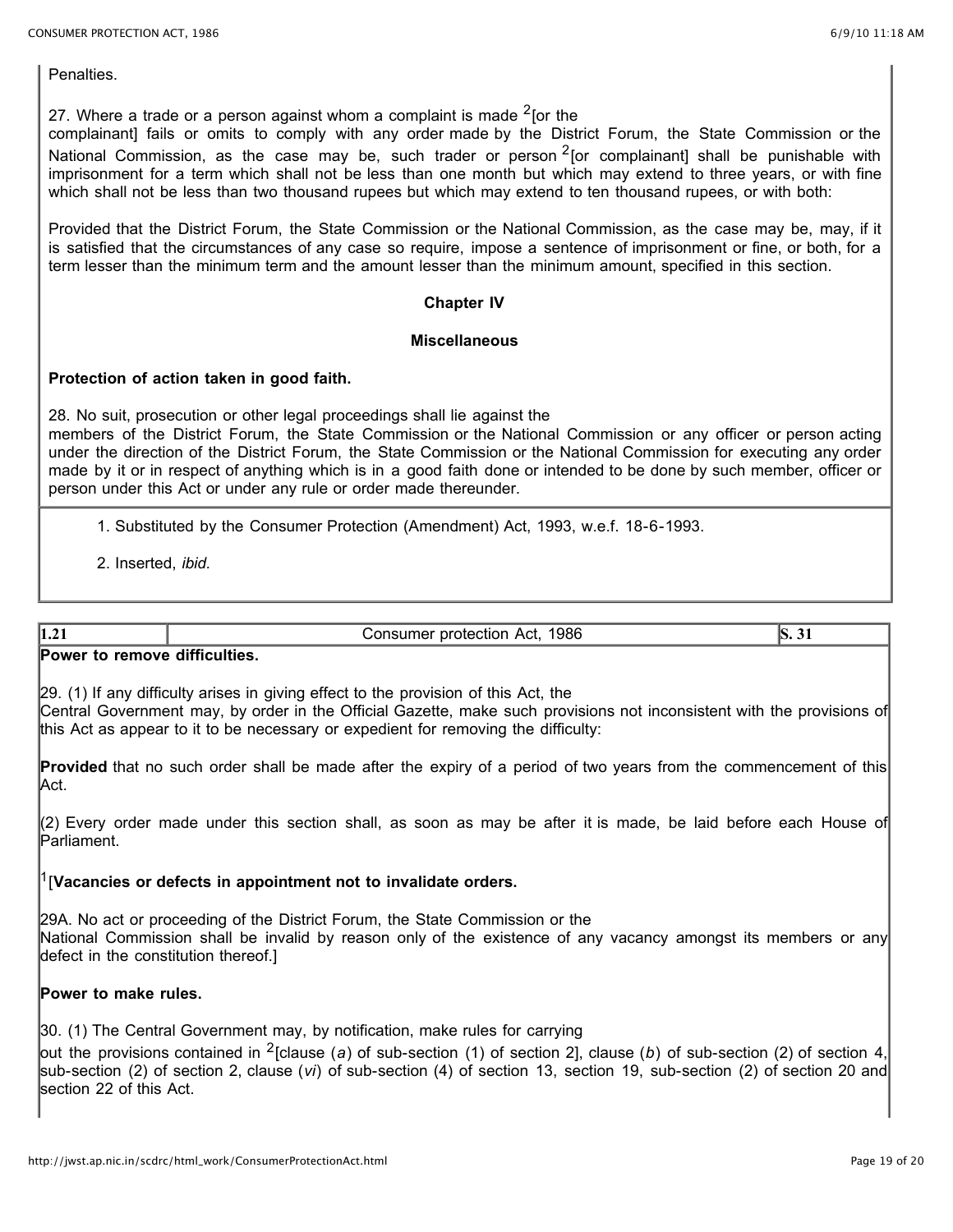Penalties.

27. Where a trade or a person against whom a complaint is made [2][or the complainant] fails or omits to comply with any order made by the District Forum, the State Commission or the National Commission, as the case may be, such trader or person [2][or complainant] shall be punishable with imprisonment for a term which shall not be less than one month but which may extend to three years, or with fine which shall not be less than two thousand rupees but which may extend to ten thousand rupees, or with both:

Provided that the District Forum, the State Commission or the National Commission, as the case may be, may, if it is satisfied that the circumstances of any case so require, impose a sentence of imprisonment or fine, or both, for a term lesser than the minimum term and the amount lesser than the minimum amount, specified in this section.

## Chapter IV

## Miscellaneous

**Protection of action taken in good faith.**

28. No suit, prosecution or other legal proceedings shall lie against the members of the District Forum, the State Commission or the National Commission or any officer or person acting under the direction of the District Forum, the State Commission or the National Commission for executing any order made by it or in respect of anything which is in a good faith done or intended to be done by such member, officer or person under this Act or under any rule or order made thereunder.

1. Substituted by the Consumer Protection (Amendment) Act, 1993, w.e.f. 18-6-1993.

2. Inserted, *ibid.*

| 1.21 | Consumer protection Act, 1986 | S. 31 |
|---|---|---|

**Power to remove difficulties.**

29. (1) If any difficulty arises in giving effect to the provision of this Act, the Central Government may, by order in the Official Gazette, make such provisions not inconsistent with the provisions of this Act as appear to it to be necessary or expedient for removing the difficulty:

**Provided** that no such order shall be made after the expiry of a period of two years from the commencement of this Act.

(2) Every order made under this section shall, as soon as may be after it is made, be laid before each House of Parliament.

[1][**Vacancies or defects in appointment not to invalidate orders.**

29A. No act or proceeding of the District Forum, the State Commission or the National Commission shall be invalid by reason only of the existence of any vacancy amongst its members or any defect in the constitution thereof.]

**Power to make rules.**

30. (1) The Central Government may, by notification, make rules for carrying out the provisions contained in [2][clause (*a*) of sub-section (1) of section 2], clause (*b*) of sub-section (2) of section 4, sub-section (2) of section 2, clause (*vi*) of sub-section (4) of section 13, section 19, sub-section (2) of section 20 and section 22 of this Act.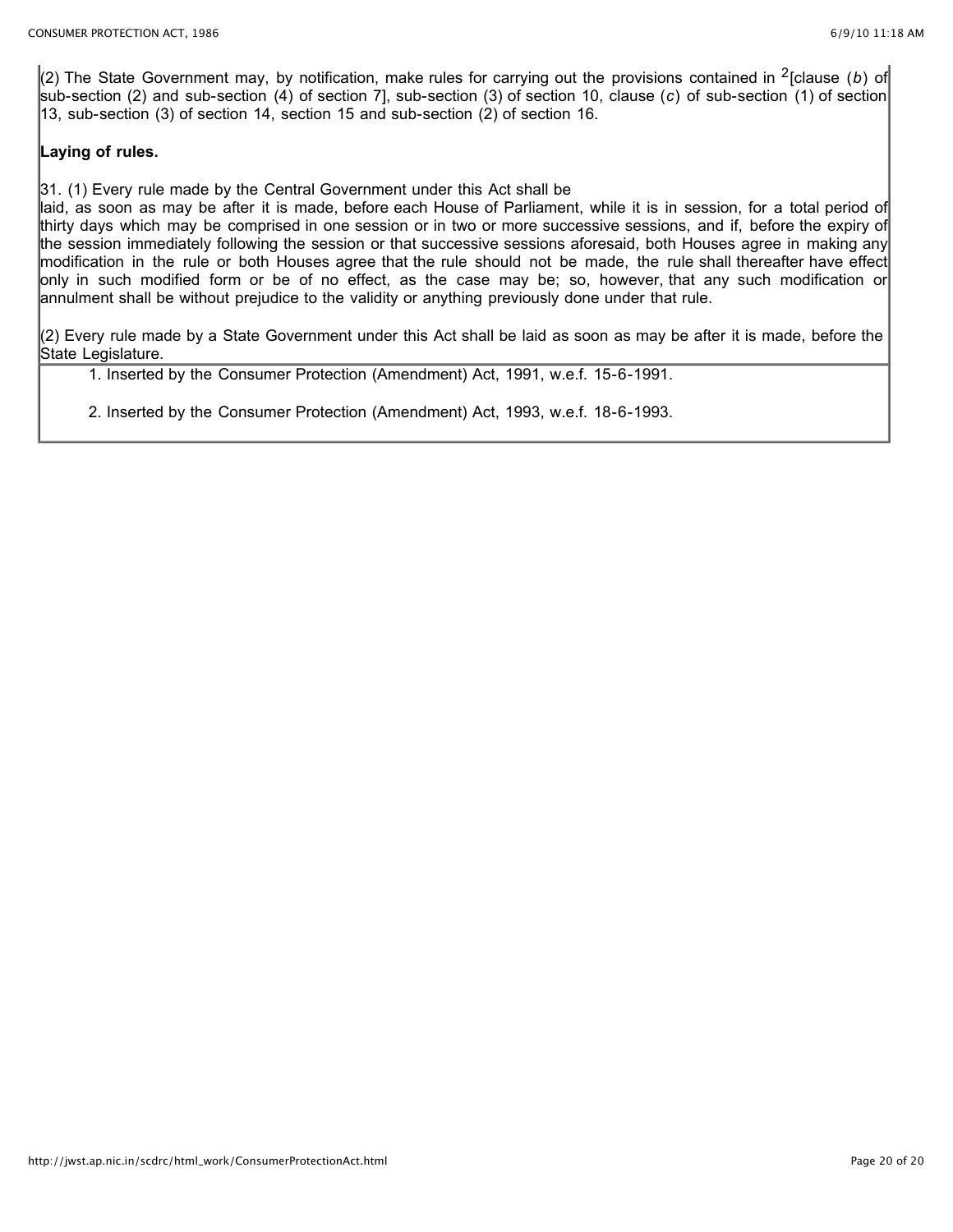(2) The State Government may, by notification, make rules for carrying out the provisions contained in [2][clause (*b*) of sub-section (2) and sub-section (4) of section 7], sub-section (3) of section 10, clause (*c*) of sub-section (1) of section 13, sub-section (3) of section 14, section 15 and sub-section (2) of section 16.

**Laying of rules.**

31. (1) Every rule made by the Central Government under this Act shall be laid, as soon as may be after it is made, before each House of Parliament, while it is in session, for a total period of thirty days which may be comprised in one session or in two or more successive sessions, and if, before the expiry of the session immediately following the session or that successive sessions aforesaid, both Houses agree in making any modification in the rule or both Houses agree that the rule should not be made, the rule shall thereafter have effect only in such modified form or be of no effect, as the case may be; so, however, that any such modification or annulment shall be without prejudice to the validity or anything previously done under that rule.

(2) Every rule made by a State Government under this Act shall be laid as soon as may be after it is made, before the State Legislature.

1. Inserted by the Consumer Protection (Amendment) Act, 1991, w.e.f. 15-6-1991.

2. Inserted by the Consumer Protection (Amendment) Act, 1993, w.e.f. 18-6-1993.